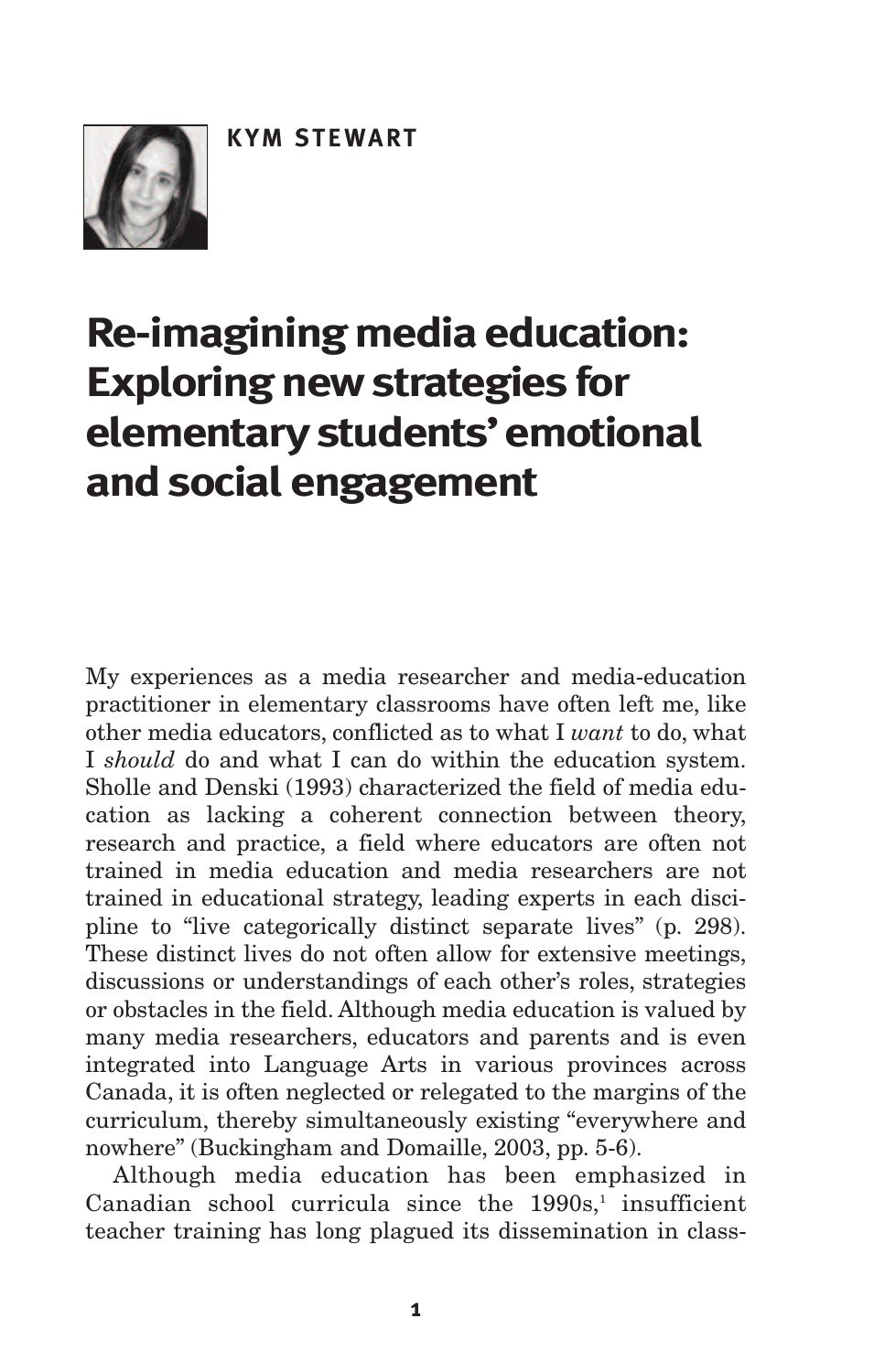KYM STEWART

# Re-imagining media education: Exploring new strategies for elementary students' emotional and social engagement

My experiences as a media researcher and media-education practitioner in elementary classrooms have often left me, like other media educators, conflicted as to what I *want* to do, what I *should* do and what I can do within the education system. Sholle and Denski (1993) characterized the field of media education as lacking a coherent connection between theory, research and practice, a field where educators are often not trained in media education and media researchers are not trained in educational strategy, leading experts in each discipline to "live categorically distinct separate lives" (p. 298). These distinct lives do not often allow for extensive meetings, discussions or understandings of each other's roles, strategies or obstacles in the field. Although media education is valued by many media researchers, educators and parents and is even integrated into Language Arts in various provinces across Canada, it is often neglected or relegated to the margins of the curriculum, thereby simultaneously existing "everywhere and nowhere" (Buckingham and Domaille, 2003, pp. 5-6).

Although media education has been emphasized in Canadian school curricula since the 1990s,[1] insufficient teacher training has long plagued its dissemination in class-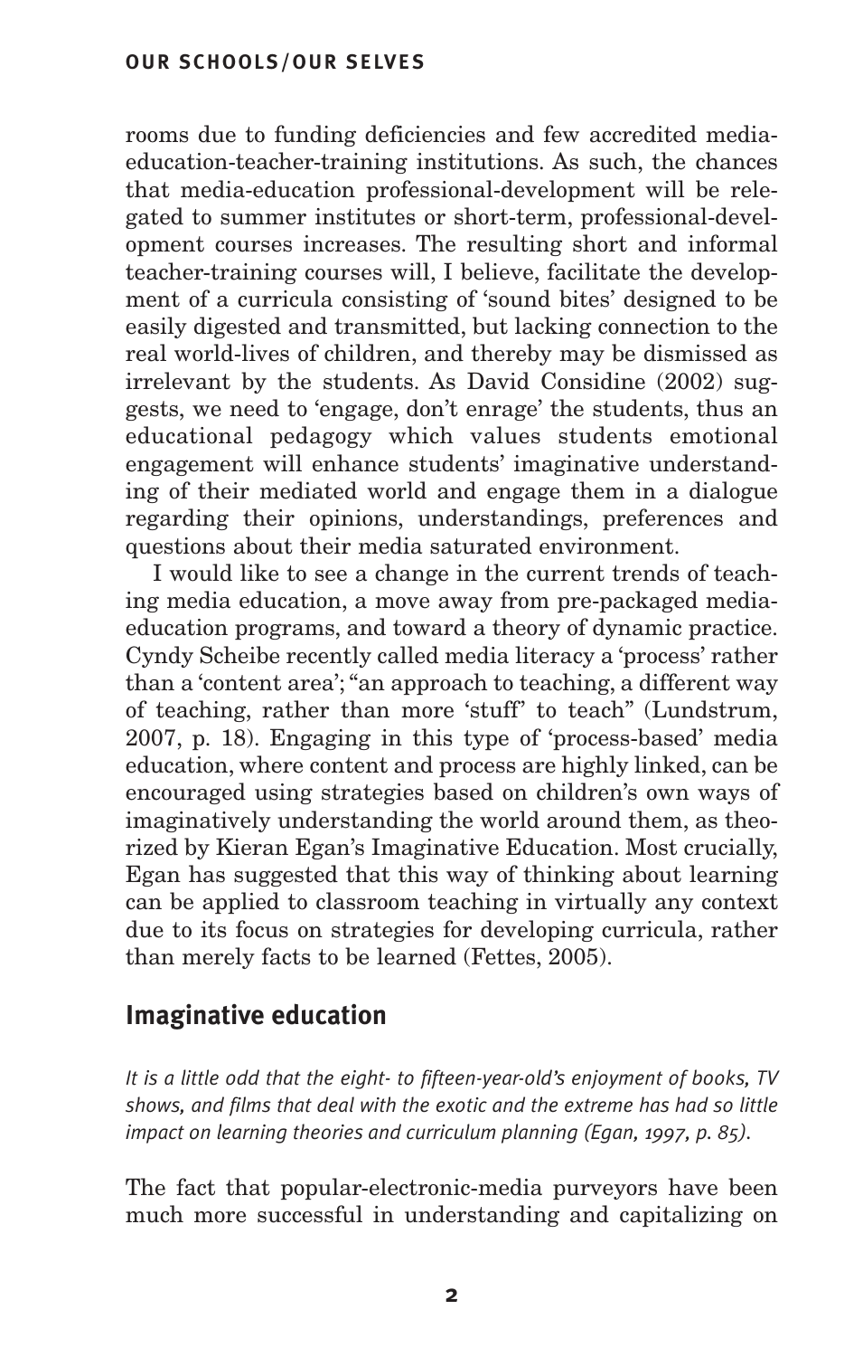rooms due to funding deficiencies and few accredited media-education-teacher-training institutions. As such, the chances that media-education professional-development will be relegated to summer institutes or short-term, professional-development courses increases. The resulting short and informal teacher-training courses will, I believe, facilitate the development of a curricula consisting of 'sound bites' designed to be easily digested and transmitted, but lacking connection to the real world-lives of children, and thereby may be dismissed as irrelevant by the students. As David Considine (2002) suggests, we need to 'engage, don't enrage' the students, thus an educational pedagogy which values students emotional engagement will enhance students' imaginative understanding of their mediated world and engage them in a dialogue regarding their opinions, understandings, preferences and questions about their media saturated environment.

I would like to see a change in the current trends of teaching media education, a move away from pre-packaged media-education programs, and toward a theory of dynamic practice. Cyndy Scheibe recently called media literacy a 'process' rather than a 'content area'; "an approach to teaching, a different way of teaching, rather than more 'stuff' to teach" (Lundstrum, 2007, p. 18). Engaging in this type of 'process-based' media education, where content and process are highly linked, can be encouraged using strategies based on children's own ways of imaginatively understanding the world around them, as theorized by Kieran Egan's Imaginative Education. Most crucially, Egan has suggested that this way of thinking about learning can be applied to classroom teaching in virtually any context due to its focus on strategies for developing curricula, rather than merely facts to be learned (Fettes, 2005).

## Imaginative education

*It is a little odd that the eight- to fifteen-year-old's enjoyment of books, TV shows, and films that deal with the exotic and the extreme has had so little impact on learning theories and curriculum planning (Egan, 1997, p. 85).*

The fact that popular-electronic-media purveyors have been much more successful in understanding and capitalizing on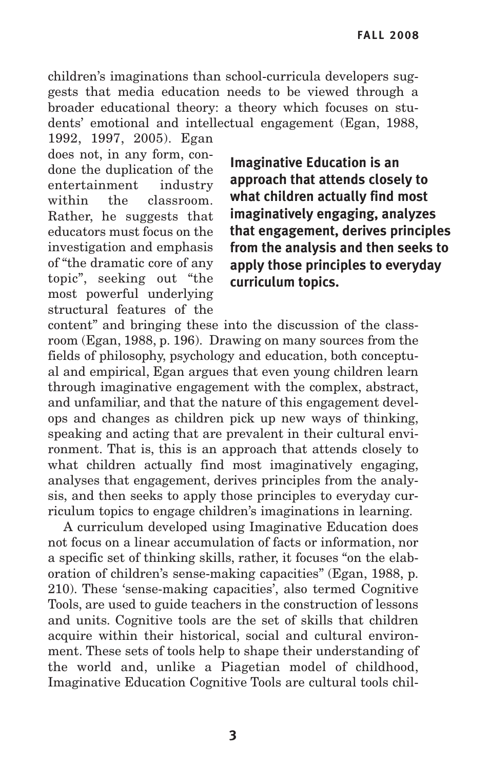children's imaginations than school-curricula developers suggests that media education needs to be viewed through a broader educational theory: a theory which focuses on students' emotional and intellectual engagement (Egan, 1988, 1992, 1997, 2005). Egan does not, in any form, condone the duplication of the entertainment industry within the classroom. Rather, he suggests that educators must focus on the investigation and emphasis of "the dramatic core of any topic", seeking out "the most powerful underlying structural features of the content" and bringing these into the discussion of the classroom (Egan, 1988, p. 196). Drawing on many sources from the fields of philosophy, psychology and education, both conceptual and empirical, Egan argues that even young children learn through imaginative engagement with the complex, abstract, and unfamiliar, and that the nature of this engagement develops and changes as children pick up new ways of thinking, speaking and acting that are prevalent in their cultural environment. That is, this is an approach that attends closely to what children actually find most imaginatively engaging, analyses that engagement, derives principles from the analysis, and then seeks to apply those principles to everyday curriculum topics to engage children's imaginations in learning.

**Imaginative Education is an approach that attends closely to what children actually find most imaginatively engaging, analyzes that engagement, derives principles from the analysis and then seeks to apply those principles to everyday curriculum topics.**

A curriculum developed using Imaginative Education does not focus on a linear accumulation of facts or information, nor a specific set of thinking skills, rather, it focuses "on the elaboration of children's sense-making capacities" (Egan, 1988, p. 210). These 'sense-making capacities', also termed Cognitive Tools, are used to guide teachers in the construction of lessons and units. Cognitive tools are the set of skills that children acquire within their historical, social and cultural environment. These sets of tools help to shape their understanding of the world and, unlike a Piagetian model of childhood, Imaginative Education Cognitive Tools are cultural tools chil-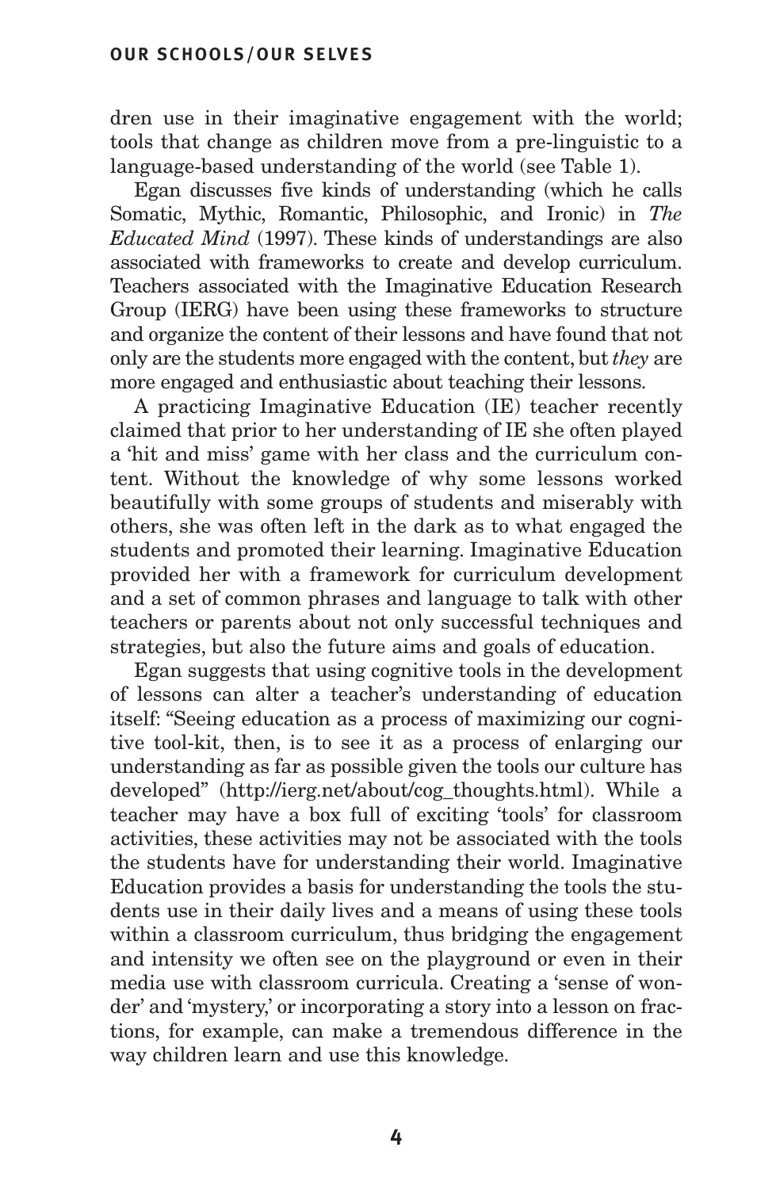dren use in their imaginative engagement with the world; tools that change as children move from a pre-linguistic to a language-based understanding of the world (see Table 1).

Egan discusses five kinds of understanding (which he calls Somatic, Mythic, Romantic, Philosophic, and Ironic) in *The Educated Mind* (1997). These kinds of understandings are also associated with frameworks to create and develop curriculum. Teachers associated with the Imaginative Education Research Group (IERG) have been using these frameworks to structure and organize the content of their lessons and have found that not only are the students more engaged with the content, but *they* are more engaged and enthusiastic about teaching their lessons.

A practicing Imaginative Education (IE) teacher recently claimed that prior to her understanding of IE she often played a 'hit and miss' game with her class and the curriculum content. Without the knowledge of why some lessons worked beautifully with some groups of students and miserably with others, she was often left in the dark as to what engaged the students and promoted their learning. Imaginative Education provided her with a framework for curriculum development and a set of common phrases and language to talk with other teachers or parents about not only successful techniques and strategies, but also the future aims and goals of education.

Egan suggests that using cognitive tools in the development of lessons can alter a teacher's understanding of education itself: "Seeing education as a process of maximizing our cognitive tool-kit, then, is to see it as a process of enlarging our understanding as far as possible given the tools our culture has developed" (http://ierg.net/about/cog_thoughts.html). While a teacher may have a box full of exciting 'tools' for classroom activities, these activities may not be associated with the tools the students have for understanding their world. Imaginative Education provides a basis for understanding the tools the students use in their daily lives and a means of using these tools within a classroom curriculum, thus bridging the engagement and intensity we often see on the playground or even in their media use with classroom curricula. Creating a 'sense of wonder' and 'mystery,' or incorporating a story into a lesson on fractions, for example, can make a tremendous difference in the way children learn and use this knowledge.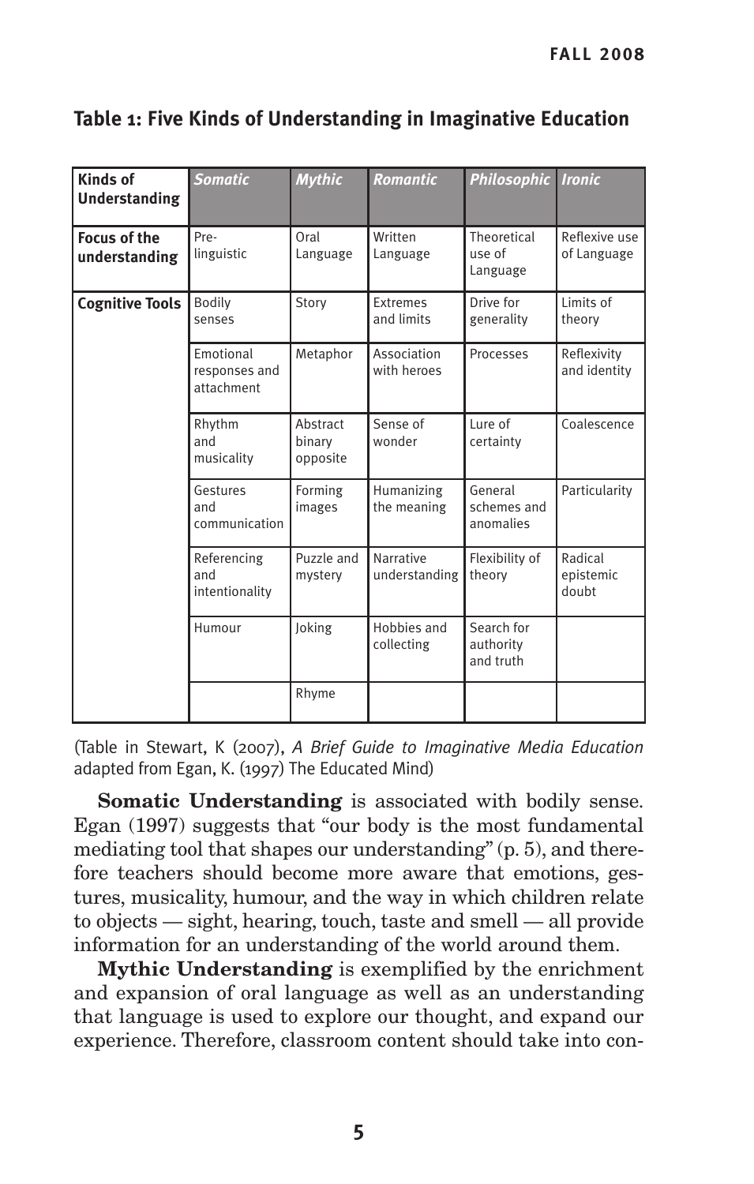## Table 1: Five Kinds of Understanding in Imaginative Education

| Kinds of Understanding | *Somatic* | *Mythic* | *Romantic* | *Philosophic* | *Ironic* |
|---|---|---|---|---|---|
| **Focus of the understanding** | Pre-linguistic | Oral Language | Written Language | Theoretical use of Language | Reflexive use of Language |
| **Cognitive Tools** | Bodily senses | Story | Extremes and limits | Drive for generality | Limits of theory |
| | Emotional responses and attachment | Metaphor | Association with heroes | Processes | Reflexivity and identity |
| | Rhythm and musicality | Abstract binary opposite | Sense of wonder | Lure of certainty | Coalescence |
| | Gestures and communication | Forming images | Humanizing the meaning | General schemes and anomalies | Particularity |
| | Referencing and intentionality | Puzzle and mystery | Narrative understanding | Flexibility of theory | Radical epistemic doubt |
| | Humour | Joking | Hobbies and collecting | Search for authority and truth | |
| | | Rhyme | | | |

(Table in Stewart, K (2007), *A Brief Guide to Imaginative Media Education* adapted from Egan, K. (1997) The Educated Mind)

**Somatic Understanding** is associated with bodily sense. Egan (1997) suggests that "our body is the most fundamental mediating tool that shapes our understanding" (p. 5), and therefore teachers should become more aware that emotions, gestures, musicality, humour, and the way in which children relate to objects — sight, hearing, touch, taste and smell — all provide information for an understanding of the world around them.

**Mythic Understanding** is exemplified by the enrichment and expansion of oral language as well as an understanding that language is used to explore our thought, and expand our experience. Therefore, classroom content should take into con-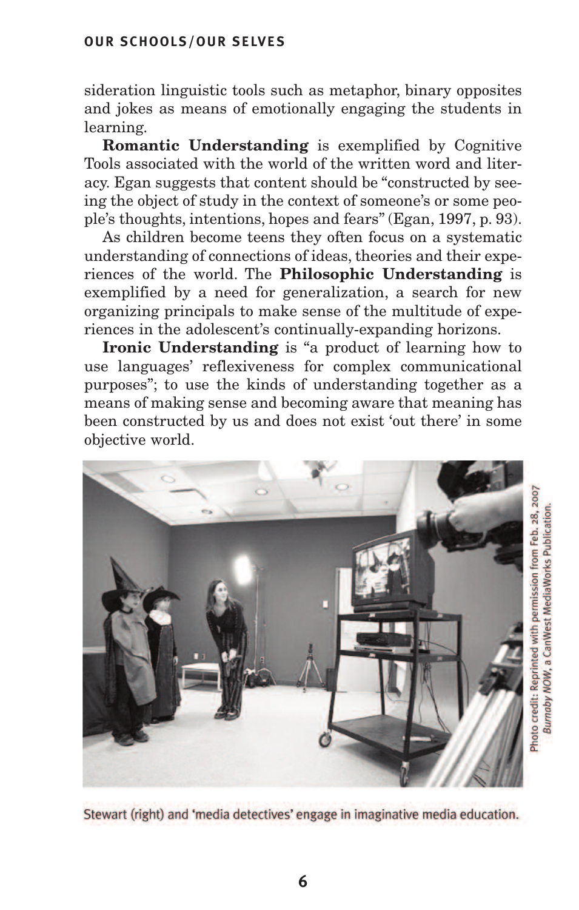sideration linguistic tools such as metaphor, binary opposites and jokes as means of emotionally engaging the students in learning.

**Romantic Understanding** is exemplified by Cognitive Tools associated with the world of the written word and literacy. Egan suggests that content should be "constructed by seeing the object of study in the context of someone's or some people's thoughts, intentions, hopes and fears" (Egan, 1997, p. 93).

As children become teens they often focus on a systematic understanding of connections of ideas, theories and their experiences of the world. The **Philosophic Understanding** is exemplified by a need for generalization, a search for new organizing principals to make sense of the multitude of experiences in the adolescent's continually-expanding horizons.

**Ironic Understanding** is "a product of learning how to use languages' reflexiveness for complex communicational purposes"; to use the kinds of understanding together as a means of making sense and becoming aware that meaning has been constructed by us and does not exist 'out there' in some objective world.

Photo credit: Reprinted with permission from Feb. 28, 2007 *Burnaby NOW*, a CanWest MediaWorks Publication.

Stewart (right) and 'media detectives' engage in imaginative media education.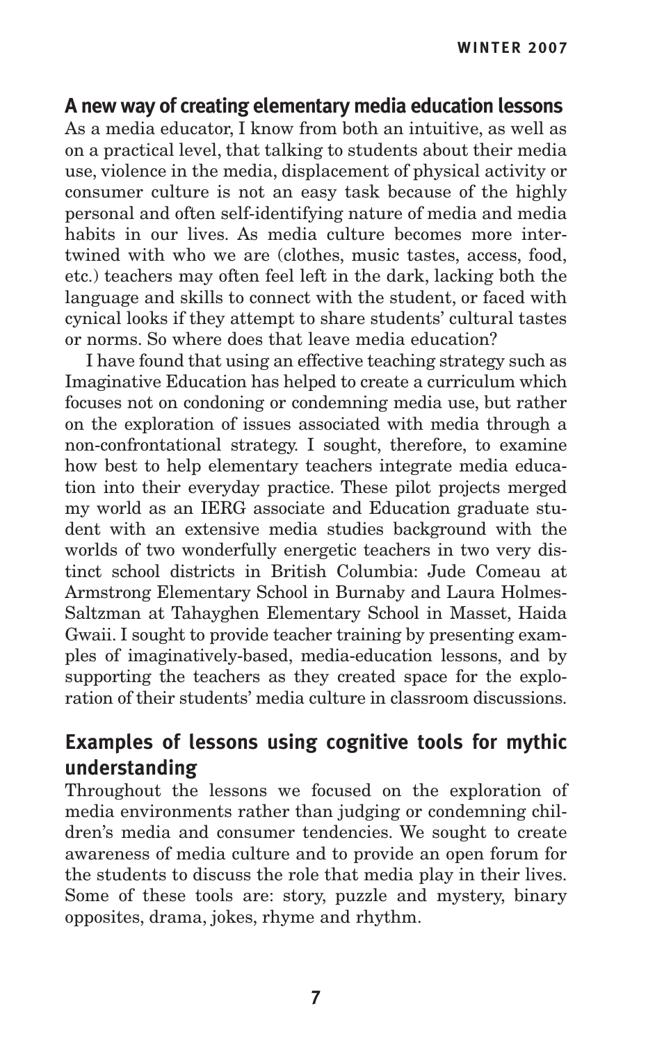## A new way of creating elementary media education lessons

As a media educator, I know from both an intuitive, as well as on a practical level, that talking to students about their media use, violence in the media, displacement of physical activity or consumer culture is not an easy task because of the highly personal and often self-identifying nature of media and media habits in our lives. As media culture becomes more intertwined with who we are (clothes, music tastes, access, food, etc.) teachers may often feel left in the dark, lacking both the language and skills to connect with the student, or faced with cynical looks if they attempt to share students' cultural tastes or norms. So where does that leave media education?

I have found that using an effective teaching strategy such as Imaginative Education has helped to create a curriculum which focuses not on condoning or condemning media use, but rather on the exploration of issues associated with media through a non-confrontational strategy. I sought, therefore, to examine how best to help elementary teachers integrate media education into their everyday practice. These pilot projects merged my world as an IERG associate and Education graduate student with an extensive media studies background with the worlds of two wonderfully energetic teachers in two very distinct school districts in British Columbia: Jude Comeau at Armstrong Elementary School in Burnaby and Laura Holmes-Saltzman at Tahayghen Elementary School in Masset, Haida Gwaii. I sought to provide teacher training by presenting examples of imaginatively-based, media-education lessons, and by supporting the teachers as they created space for the exploration of their students' media culture in classroom discussions.

## Examples of lessons using cognitive tools for mythic understanding

Throughout the lessons we focused on the exploration of media environments rather than judging or condemning children's media and consumer tendencies. We sought to create awareness of media culture and to provide an open forum for the students to discuss the role that media play in their lives. Some of these tools are: story, puzzle and mystery, binary opposites, drama, jokes, rhyme and rhythm.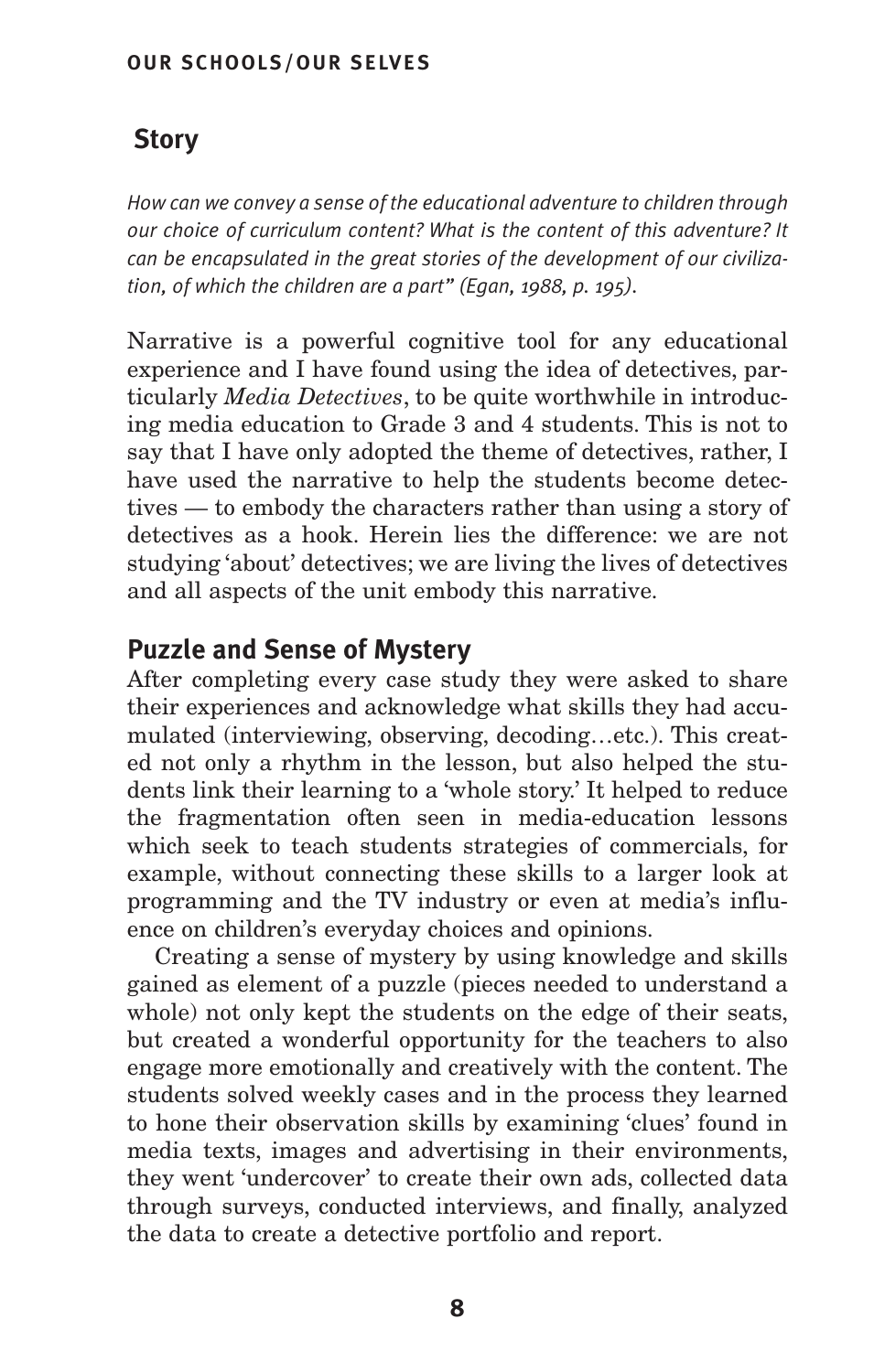## Story

*How can we convey a sense of the educational adventure to children through our choice of curriculum content? What is the content of this adventure? It can be encapsulated in the great stories of the development of our civilization, of which the children are a part" (Egan, 1988, p. 195).*

Narrative is a powerful cognitive tool for any educational experience and I have found using the idea of detectives, particularly *Media Detectives*, to be quite worthwhile in introducing media education to Grade 3 and 4 students. This is not to say that I have only adopted the theme of detectives, rather, I have used the narrative to help the students become detectives — to embody the characters rather than using a story of detectives as a hook. Herein lies the difference: we are not studying 'about' detectives; we are living the lives of detectives and all aspects of the unit embody this narrative.

## Puzzle and Sense of Mystery

After completing every case study they were asked to share their experiences and acknowledge what skills they had accumulated (interviewing, observing, decoding…etc.). This created not only a rhythm in the lesson, but also helped the students link their learning to a 'whole story.' It helped to reduce the fragmentation often seen in media-education lessons which seek to teach students strategies of commercials, for example, without connecting these skills to a larger look at programming and the TV industry or even at media's influence on children's everyday choices and opinions.

Creating a sense of mystery by using knowledge and skills gained as element of a puzzle (pieces needed to understand a whole) not only kept the students on the edge of their seats, but created a wonderful opportunity for the teachers to also engage more emotionally and creatively with the content. The students solved weekly cases and in the process they learned to hone their observation skills by examining 'clues' found in media texts, images and advertising in their environments, they went 'undercover' to create their own ads, collected data through surveys, conducted interviews, and finally, analyzed the data to create a detective portfolio and report.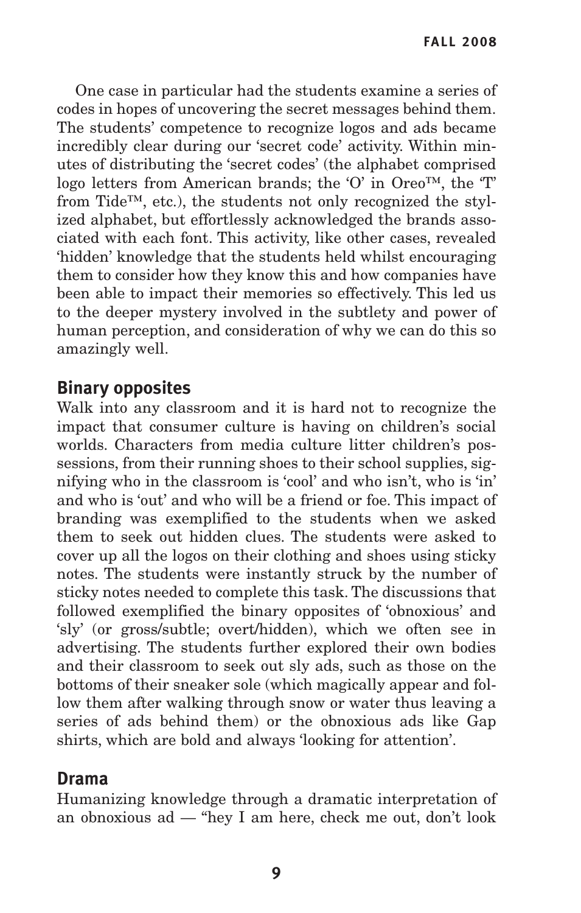One case in particular had the students examine a series of codes in hopes of uncovering the secret messages behind them. The students' competence to recognize logos and ads became incredibly clear during our 'secret code' activity. Within minutes of distributing the 'secret codes' (the alphabet comprised logo letters from American brands; the 'O' in Oreo™, the 'T' from Tide™, etc.), the students not only recognized the stylized alphabet, but effortlessly acknowledged the brands associated with each font. This activity, like other cases, revealed 'hidden' knowledge that the students held whilst encouraging them to consider how they know this and how companies have been able to impact their memories so effectively. This led us to the deeper mystery involved in the subtlety and power of human perception, and consideration of why we can do this so amazingly well.

## Binary opposites

Walk into any classroom and it is hard not to recognize the impact that consumer culture is having on children's social worlds. Characters from media culture litter children's possessions, from their running shoes to their school supplies, signifying who in the classroom is 'cool' and who isn't, who is 'in' and who is 'out' and who will be a friend or foe. This impact of branding was exemplified to the students when we asked them to seek out hidden clues. The students were asked to cover up all the logos on their clothing and shoes using sticky notes. The students were instantly struck by the number of sticky notes needed to complete this task. The discussions that followed exemplified the binary opposites of 'obnoxious' and 'sly' (or gross/subtle; overt/hidden), which we often see in advertising. The students further explored their own bodies and their classroom to seek out sly ads, such as those on the bottoms of their sneaker sole (which magically appear and follow them after walking through snow or water thus leaving a series of ads behind them) or the obnoxious ads like Gap shirts, which are bold and always 'looking for attention'.

## Drama

Humanizing knowledge through a dramatic interpretation of an obnoxious ad — "hey I am here, check me out, don't look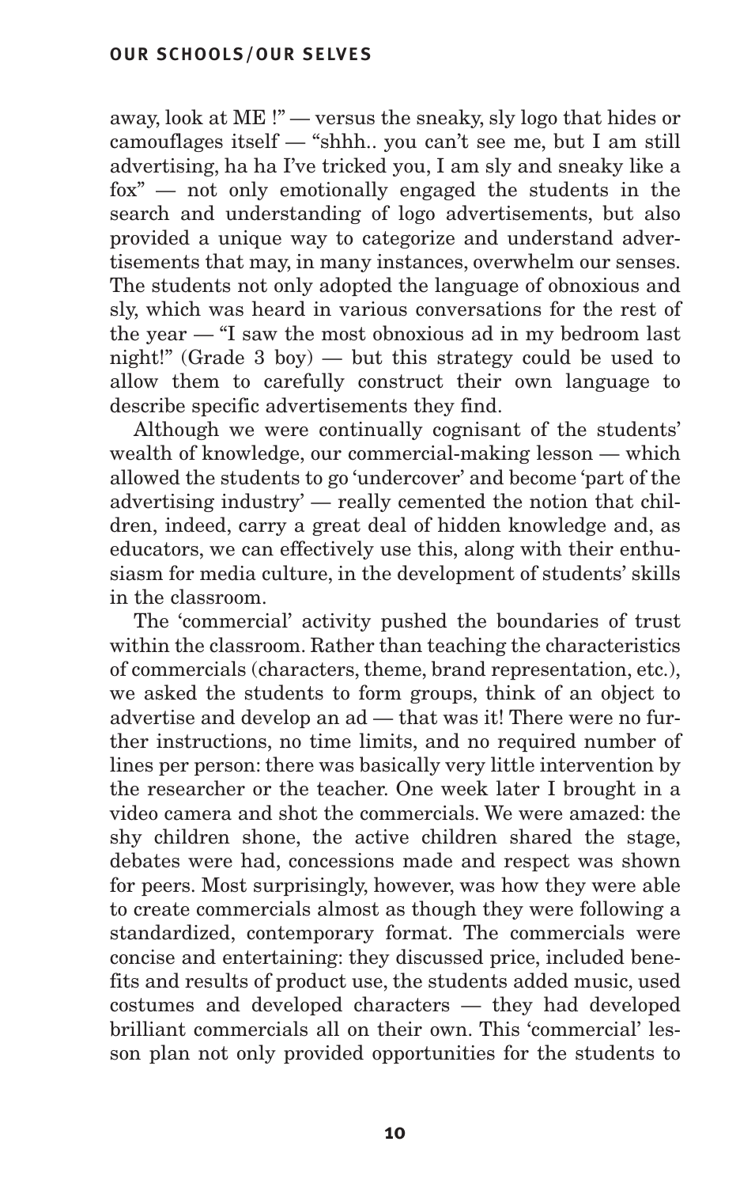away, look at ME !" — versus the sneaky, sly logo that hides or camouflages itself — "shhh.. you can't see me, but I am still advertising, ha ha I've tricked you, I am sly and sneaky like a fox" — not only emotionally engaged the students in the search and understanding of logo advertisements, but also provided a unique way to categorize and understand advertisements that may, in many instances, overwhelm our senses. The students not only adopted the language of obnoxious and sly, which was heard in various conversations for the rest of the year — "I saw the most obnoxious ad in my bedroom last night!" (Grade 3 boy) — but this strategy could be used to allow them to carefully construct their own language to describe specific advertisements they find.

Although we were continually cognisant of the students' wealth of knowledge, our commercial-making lesson — which allowed the students to go 'undercover' and become 'part of the advertising industry' — really cemented the notion that children, indeed, carry a great deal of hidden knowledge and, as educators, we can effectively use this, along with their enthusiasm for media culture, in the development of students' skills in the classroom.

The 'commercial' activity pushed the boundaries of trust within the classroom. Rather than teaching the characteristics of commercials (characters, theme, brand representation, etc.), we asked the students to form groups, think of an object to advertise and develop an ad — that was it! There were no further instructions, no time limits, and no required number of lines per person: there was basically very little intervention by the researcher or the teacher. One week later I brought in a video camera and shot the commercials. We were amazed: the shy children shone, the active children shared the stage, debates were had, concessions made and respect was shown for peers. Most surprisingly, however, was how they were able to create commercials almost as though they were following a standardized, contemporary format. The commercials were concise and entertaining: they discussed price, included benefits and results of product use, the students added music, used costumes and developed characters — they had developed brilliant commercials all on their own. This 'commercial' lesson plan not only provided opportunities for the students to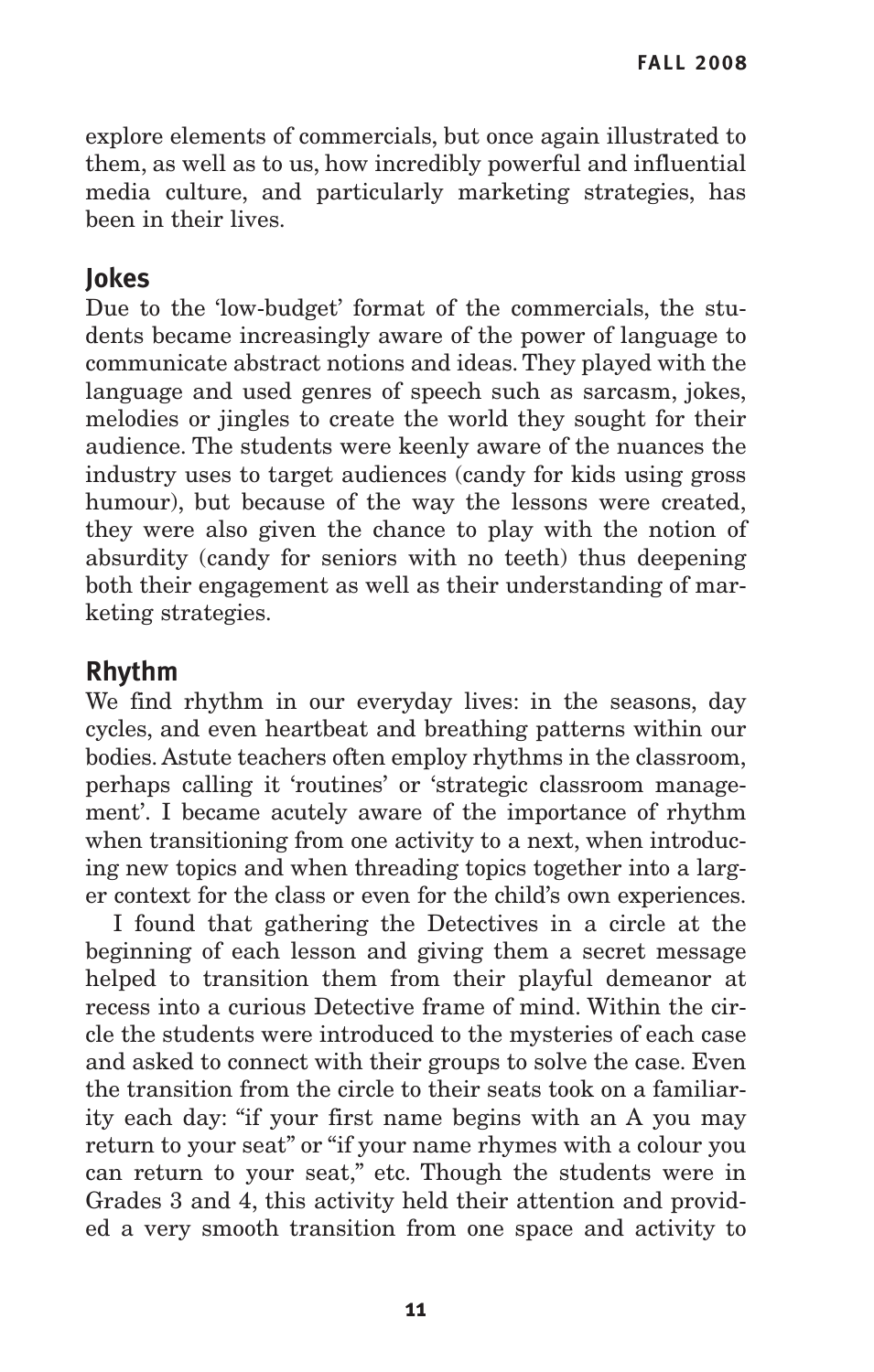explore elements of commercials, but once again illustrated to them, as well as to us, how incredibly powerful and influential media culture, and particularly marketing strategies, has been in their lives.

## Jokes

Due to the 'low-budget' format of the commercials, the students became increasingly aware of the power of language to communicate abstract notions and ideas. They played with the language and used genres of speech such as sarcasm, jokes, melodies or jingles to create the world they sought for their audience. The students were keenly aware of the nuances the industry uses to target audiences (candy for kids using gross humour), but because of the way the lessons were created, they were also given the chance to play with the notion of absurdity (candy for seniors with no teeth) thus deepening both their engagement as well as their understanding of marketing strategies.

## Rhythm

We find rhythm in our everyday lives: in the seasons, day cycles, and even heartbeat and breathing patterns within our bodies. Astute teachers often employ rhythms in the classroom, perhaps calling it 'routines' or 'strategic classroom management'. I became acutely aware of the importance of rhythm when transitioning from one activity to a next, when introducing new topics and when threading topics together into a larger context for the class or even for the child's own experiences.

I found that gathering the Detectives in a circle at the beginning of each lesson and giving them a secret message helped to transition them from their playful demeanor at recess into a curious Detective frame of mind. Within the circle the students were introduced to the mysteries of each case and asked to connect with their groups to solve the case. Even the transition from the circle to their seats took on a familiarity each day: "if your first name begins with an A you may return to your seat" or "if your name rhymes with a colour you can return to your seat," etc. Though the students were in Grades 3 and 4, this activity held their attention and provided a very smooth transition from one space and activity to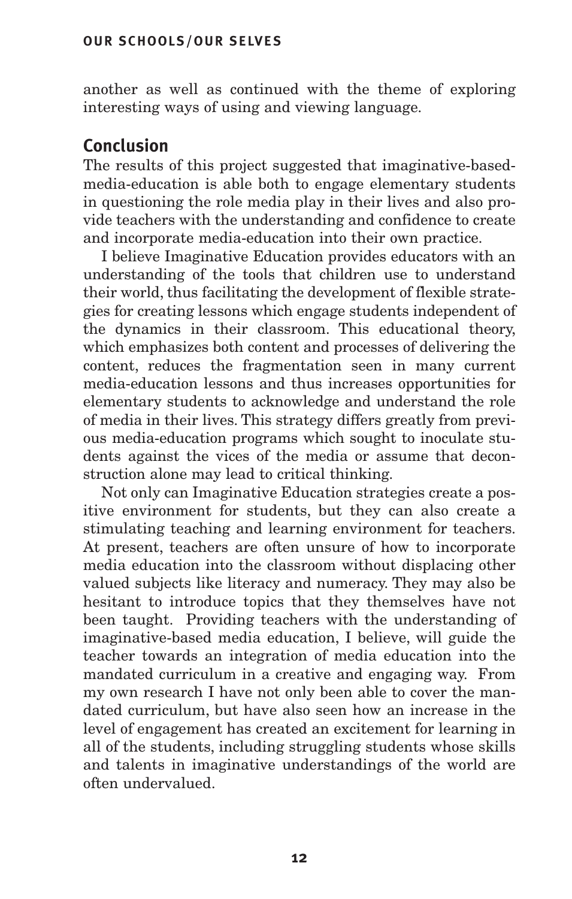another as well as continued with the theme of exploring interesting ways of using and viewing language.

## Conclusion

The results of this project suggested that imaginative-based-media-education is able both to engage elementary students in questioning the role media play in their lives and also provide teachers with the understanding and confidence to create and incorporate media-education into their own practice.

I believe Imaginative Education provides educators with an understanding of the tools that children use to understand their world, thus facilitating the development of flexible strategies for creating lessons which engage students independent of the dynamics in their classroom. This educational theory, which emphasizes both content and processes of delivering the content, reduces the fragmentation seen in many current media-education lessons and thus increases opportunities for elementary students to acknowledge and understand the role of media in their lives. This strategy differs greatly from previous media-education programs which sought to inoculate students against the vices of the media or assume that deconstruction alone may lead to critical thinking.

Not only can Imaginative Education strategies create a positive environment for students, but they can also create a stimulating teaching and learning environment for teachers. At present, teachers are often unsure of how to incorporate media education into the classroom without displacing other valued subjects like literacy and numeracy. They may also be hesitant to introduce topics that they themselves have not been taught. Providing teachers with the understanding of imaginative-based media education, I believe, will guide the teacher towards an integration of media education into the mandated curriculum in a creative and engaging way. From my own research I have not only been able to cover the mandated curriculum, but have also seen how an increase in the level of engagement has created an excitement for learning in all of the students, including struggling students whose skills and talents in imaginative understandings of the world are often undervalued.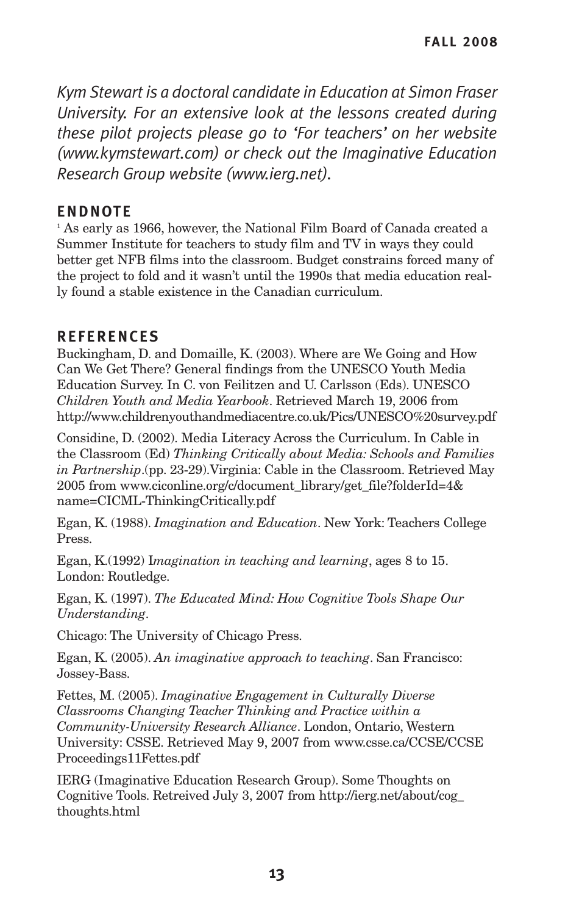*Kym Stewart is a doctoral candidate in Education at Simon Fraser University. For an extensive look at the lessons created during these pilot projects please go to 'For teachers' on her website (www.kymstewart.com) or check out the Imaginative Education Research Group website (www.ierg.net).*

## ENDNOTE

[1] As early as 1966, however, the National Film Board of Canada created a Summer Institute for teachers to study film and TV in ways they could better get NFB films into the classroom. Budget constrains forced many of the project to fold and it wasn't until the 1990s that media education really found a stable existence in the Canadian curriculum.

## REFERENCES

Buckingham, D. and Domaille, K. (2003). Where are We Going and How Can We Get There? General findings from the UNESCO Youth Media Education Survey. In C. von Feilitzen and U. Carlsson (Eds). UNESCO *Children Youth and Media Yearbook*. Retrieved March 19, 2006 from http://www.childrenyouthandmediacentre.co.uk/Pics/UNESCO%20survey.pdf

Considine, D. (2002). Media Literacy Across the Curriculum. In Cable in the Classroom (Ed) *Thinking Critically about Media: Schools and Families in Partnership*.(pp. 23-29).Virginia: Cable in the Classroom. Retrieved May 2005 from www.ciconline.org/c/document_library/get_file?folderId=4& name=CICML-ThinkingCritically.pdf

Egan, K. (1988). *Imagination and Education*. New York: Teachers College Press.

Egan, K.(1992) I*magination in teaching and learning*, ages 8 to 15. London: Routledge.

Egan, K. (1997). *The Educated Mind: How Cognitive Tools Shape Our Understanding*.

Chicago: The University of Chicago Press.

Egan, K. (2005). *An imaginative approach to teaching*. San Francisco: Jossey-Bass.

Fettes, M. (2005). *Imaginative Engagement in Culturally Diverse Classrooms Changing Teacher Thinking and Practice within a Community-University Research Alliance*. London, Ontario, Western University: CSSE. Retrieved May 9, 2007 from www.csse.ca/CCSE/CCSE Proceedings11Fettes.pdf

IERG (Imaginative Education Research Group). Some Thoughts on Cognitive Tools. Retreived July 3, 2007 from http://ierg.net/about/cog_ thoughts.html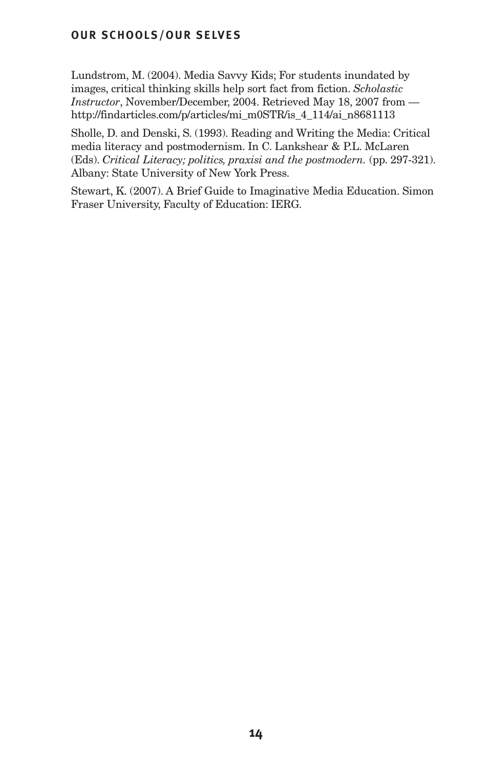Lundstrom, M. (2004). Media Savvy Kids; For students inundated by images, critical thinking skills help sort fact from fiction. *Scholastic Instructor*, November/December, 2004. Retrieved May 18, 2007 from — http://findarticles.com/p/articles/mi_m0STR/is_4_114/ai_n8681113

Sholle, D. and Denski, S. (1993). Reading and Writing the Media: Critical media literacy and postmodernism. In C. Lankshear & P.L. McLaren (Eds). *Critical Literacy; politics, praxisi and the postmodern.* (pp. 297-321). Albany: State University of New York Press.

Stewart, K. (2007). A Brief Guide to Imaginative Media Education. Simon Fraser University, Faculty of Education: IERG.